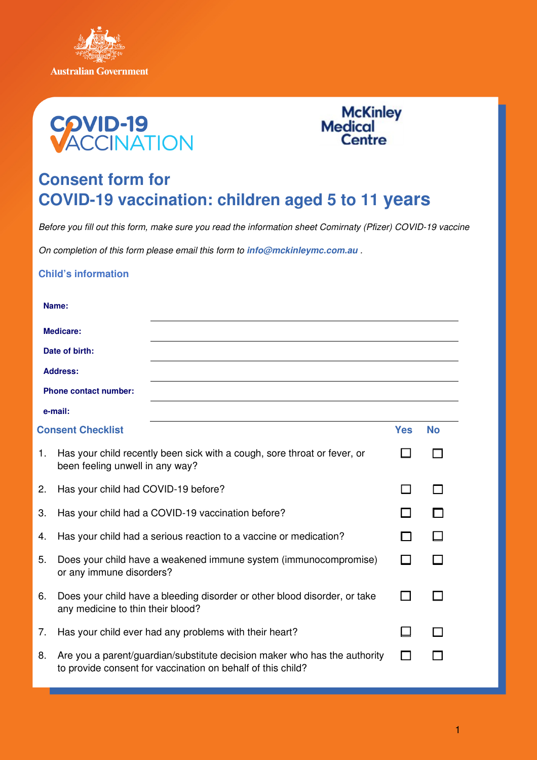Australian Government

COVID-19 VACCINATION

McKinley Medical Centre

# Consent form for COVID-19 vaccination: children aged 5 to 11 years

*Before you fill out this form, make sure you read the information sheet Comirnaty (Pfizer) COVID-19 vaccine*

*On completion of this form please email this form to* ***info@mckinleymc.com.au*** *.*

## Child's information

**Name:** ______________________________

**Medicare:** ______________________________

**Date of birth:** ______________________________

**Address:** ______________________________

**Phone contact number:** ______________________________

**e-mail:** ______________________________

## Consent Checklist

| | | Yes | No |
|---|---|---|---|
| 1. | Has your child recently been sick with a cough, sore throat or fever, or been feeling unwell in any way? | ☐ | ☐ |
| 2. | Has your child had COVID-19 before? | ☐ | ☐ |
| 3. | Has your child had a COVID-19 vaccination before? | ☐ | ☐ |
| 4. | Has your child had a serious reaction to a vaccine or medication? | ☐ | ☐ |
| 5. | Does your child have a weakened immune system (immunocompromise) or any immune disorders? | ☐ | ☐ |
| 6. | Does your child have a bleeding disorder or other blood disorder, or take any medicine to thin their blood? | ☐ | ☐ |
| 7. | Has your child ever had any problems with their heart? | ☐ | ☐ |
| 8. | Are you a parent/guardian/substitute decision maker who has the authority to provide consent for vaccination on behalf of this child? | ☐ | ☐ |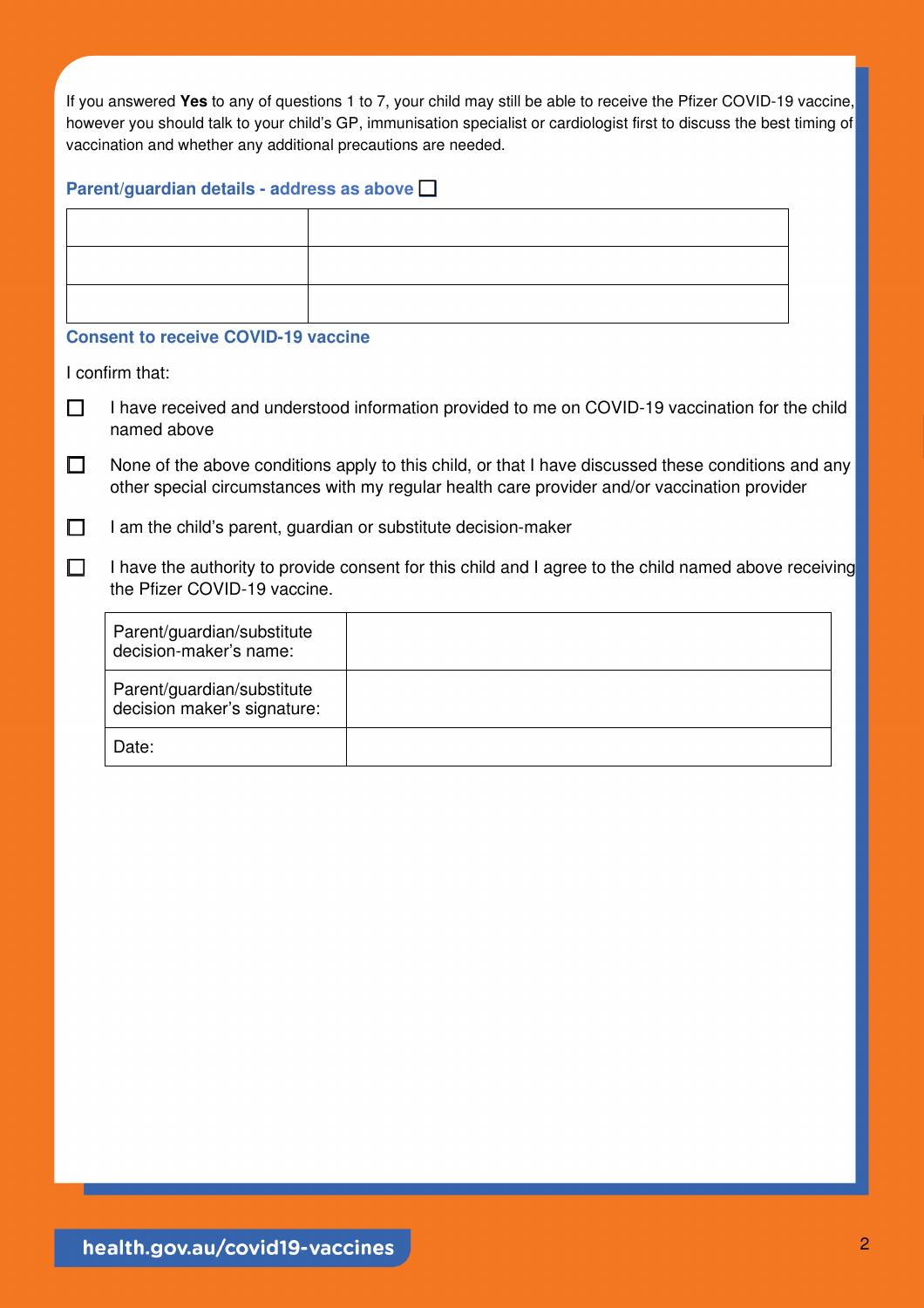If you answered **Yes** to any of questions 1 to 7, your child may still be able to receive the Pfizer COVID-19 vaccine, however you should talk to your child's GP, immunisation specialist or cardiologist first to discuss the best timing of vaccination and whether any additional precautions are needed.

### Parent/guardian details - address as above ☐

| | |
|---|---|
| | |
| | |
| | |

### Consent to receive COVID-19 vaccine

I confirm that:

☐ I have received and understood information provided to me on COVID-19 vaccination for the child named above

☐ None of the above conditions apply to this child, or that I have discussed these conditions and any other special circumstances with my regular health care provider and/or vaccination provider

☐ I am the child's parent, guardian or substitute decision-maker

☐ I have the authority to provide consent for this child and I agree to the child named above receiving the Pfizer COVID-19 vaccine.

| | |
|---|---|
| Parent/guardian/substitute decision-maker's name: | |
| Parent/guardian/substitute decision maker's signature: | |
| Date: | |

health.gov.au/covid19-vaccines